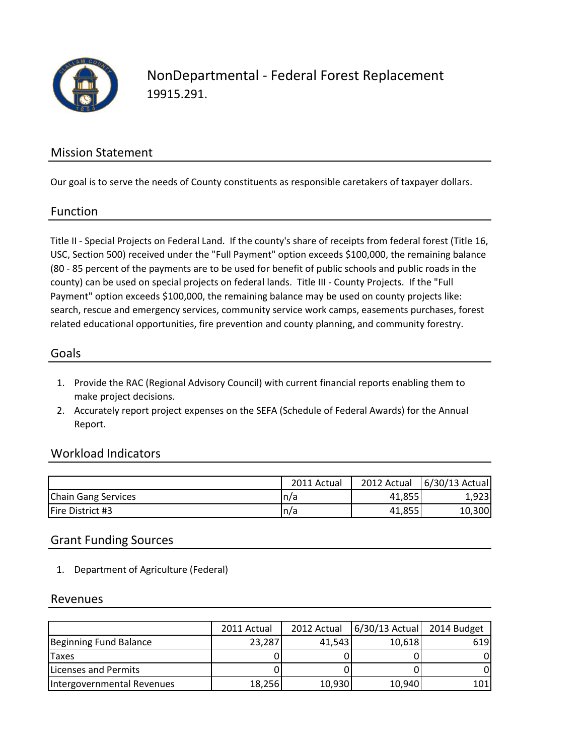# NonDepartmental - Federal Forest Replacement

19915.291.

## Mission Statement

Our goal is to serve the needs of County constituents as responsible caretakers of taxpayer dollars.

## Function

Title II - Special Projects on Federal Land. If the county's share of receipts from federal forest (Title 16, USC, Section 500) received under the "Full Payment" option exceeds $100,000, the remaining balance (80 - 85 percent of the payments are to be used for benefit of public schools and public roads in the county) can be used on special projects on federal lands. Title III - County Projects. If the "Full Payment" option exceeds $100,000, the remaining balance may be used on county projects like: search, rescue and emergency services, community service work camps, easements purchases, forest related educational opportunities, fire prevention and county planning, and community forestry.

## Goals

1. Provide the RAC (Regional Advisory Council) with current financial reports enabling them to make project decisions.
2. Accurately report project expenses on the SEFA (Schedule of Federal Awards) for the Annual Report.

## Workload Indicators

| | 2011 Actual | 2012 Actual | 6/30/13 Actual |
|---|---|---|---|
| Chain Gang Services | n/a | 41,855 | 1,923 |
| Fire District #3 | n/a | 41,855 | 10,300 |

## Grant Funding Sources

1. Department of Agriculture (Federal)

## Revenues

| | 2011 Actual | 2012 Actual | 6/30/13 Actual | 2014 Budget |
|---|---|---|---|---|
| Beginning Fund Balance | 23,287 | 41,543 | 10,618 | 619 |
| Taxes | 0 | 0 | 0 | 0 |
| Licenses and Permits | 0 | 0 | 0 | 0 |
| Intergovernmental Revenues | 18,256 | 10,930 | 10,940 | 101 |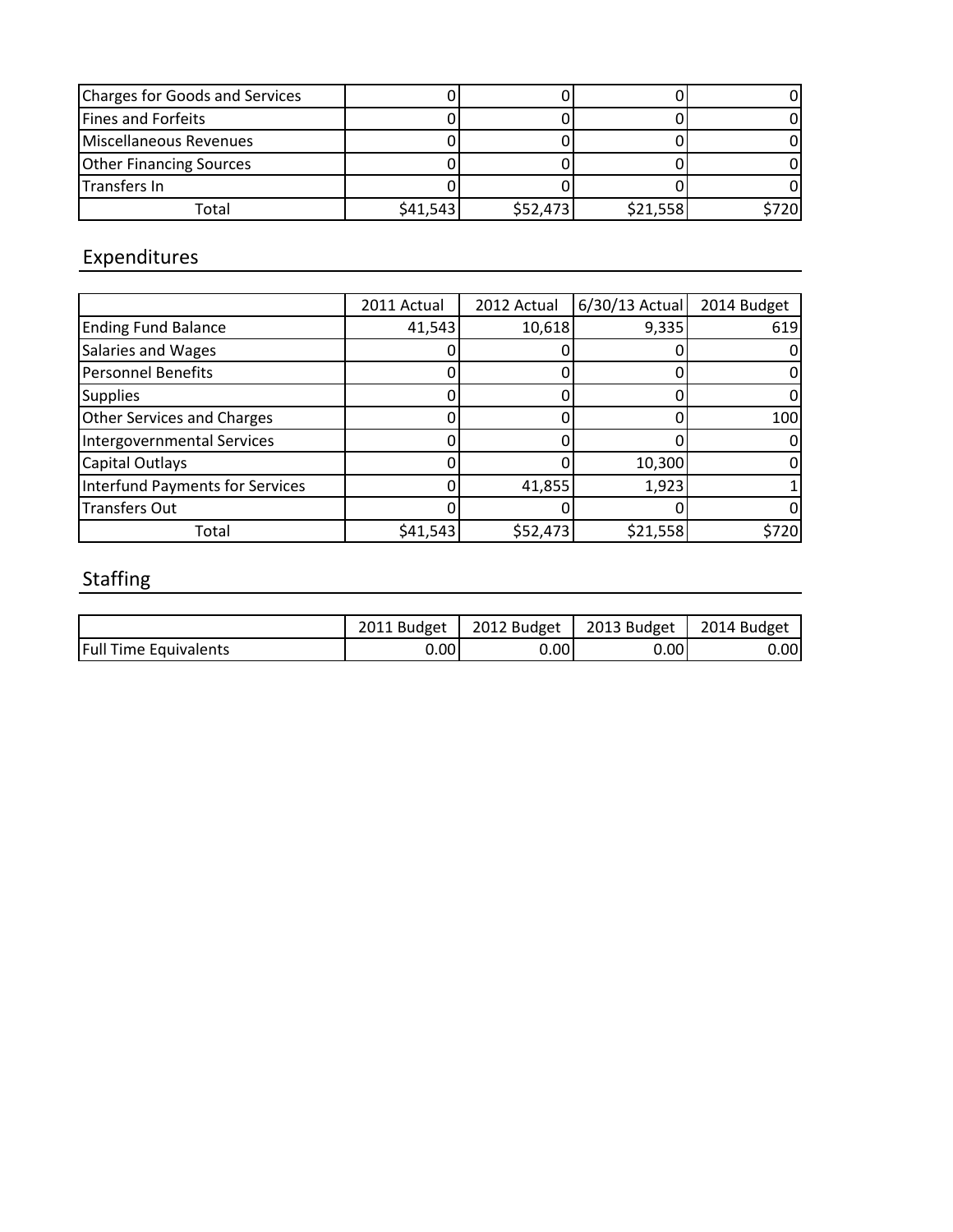| | | | | |
|---|---|---|---|---|
| Charges for Goods and Services | 0 | 0 | 0 | 0 |
| Fines and Forfeits | 0 | 0 | 0 | 0 |
| Miscellaneous Revenues | 0 | 0 | 0 | 0 |
| Other Financing Sources | 0 | 0 | 0 | 0 |
| Transfers In | 0 | 0 | 0 | 0 |
| Total | $41,543 | $52,473 | $21,558 | $720 |

## Expenditures

| | 2011 Actual | 2012 Actual | 6/30/13 Actual | 2014 Budget |
|---|---|---|---|---|
| Ending Fund Balance | 41,543 | 10,618 | 9,335 | 619 |
| Salaries and Wages | 0 | 0 | 0 | 0 |
| Personnel Benefits | 0 | 0 | 0 | 0 |
| Supplies | 0 | 0 | 0 | 0 |
| Other Services and Charges | 0 | 0 | 0 | 100 |
| Intergovernmental Services | 0 | 0 | 0 | 0 |
| Capital Outlays | 0 | 0 | 10,300 | 0 |
| Interfund Payments for Services | 0 | 41,855 | 1,923 | 1 |
| Transfers Out | 0 | 0 | 0 | 0 |
| Total | $41,543 | $52,473 | $21,558 | $720 |

## Staffing

| | 2011 Budget | 2012 Budget | 2013 Budget | 2014 Budget |
|---|---|---|---|---|
| Full Time Equivalents | 0.00 | 0.00 | 0.00 | 0.00 |